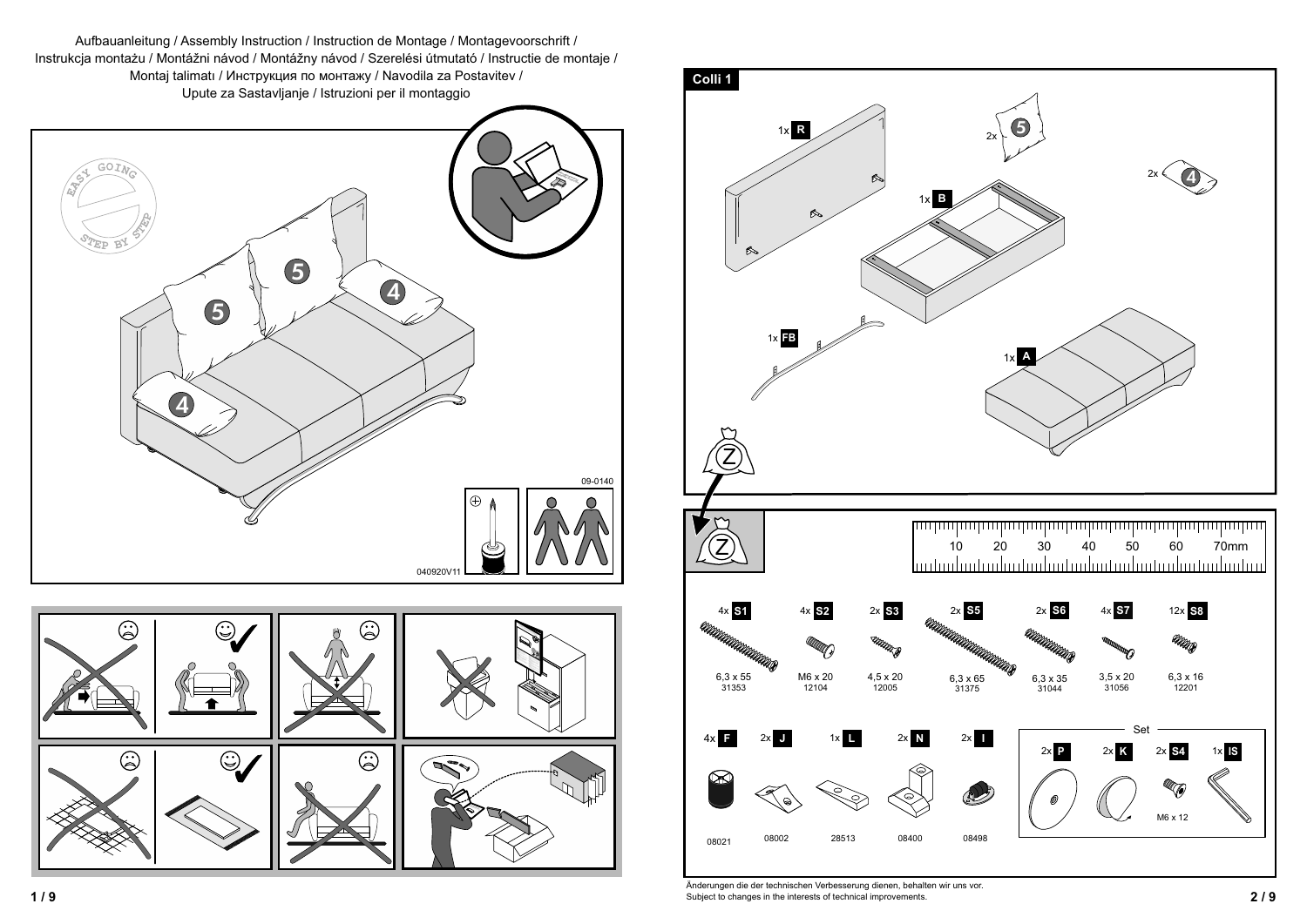Aufbauanleitung / Assembly Instruction / Instruction de Montage / Montagevoorschrift / Instrukcja montażu / Montážni návod / Montážny návod / Szerelési útmutató / Instructie de montaje / Montaj talimatı / Инструкция по монтажу / Navodila za Postavitev / Upute za Sastavljanje / Istruzioni per il montaggio

EASY GOING STEP BY STEP

09-0140

040920V11

## Colli 1

- 1x **R**
- 2x 5
- 2x 4
- 1x **B**
- 1x **FB**
- 1x **A**

Z

| Qty | Part | Size | No. |
| --- | --- | --- | --- |
| 4x | S1 | 6,3 x 55 | 31353 |
| 4x | S2 | M6 x 20 | 12104 |
| 2x | S3 | 4,5 x 20 | 12005 |
| 2x | S5 | 6,3 x 65 | 31375 |
| 2x | S6 | 6,3 x 35 | 31044 |
| 4x | S7 | 3,5 x 20 | 31056 |
| 12x | S8 | 6,3 x 16 | 12201 |

| Qty | Part | No. |
| --- | --- | --- |
| 4x | F | 08021 |
| 2x | J | 08002 |
| 1x | L | 28513 |
| 2x | N | 08400 |
| 2x | I | 08498 |

Set

- 2x **P**
- 2x **K**
- 2x **S4** M6 x 12
- 1x **IS**

Änderungen die der technischen Verbesserung dienen, behalten wir uns vor.
Subject to changes in the interests of technical improvements.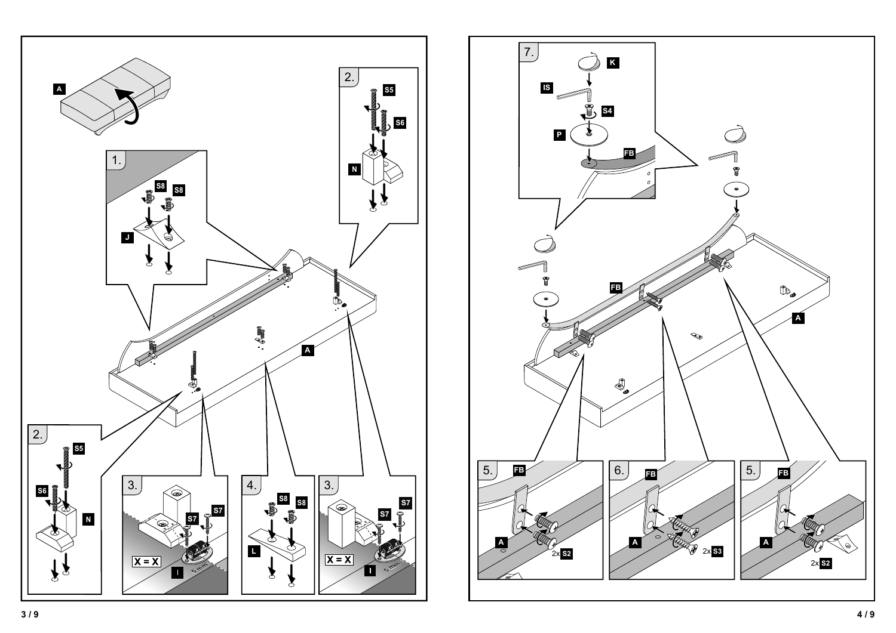A

1.

S8 S8

J

2.

S5

S6

N

2.

S5

S6

N

3.

S7 S7

X = X

I

5 mm

4.

S8 S8

L

3.

S7 S7

X = X

I

5 mm

A

7.

K

IS

S4

P

FB

FB

A

5.

FB

A

2x S2

6.

FB

A

2x S3

5.

FB

A

2x S2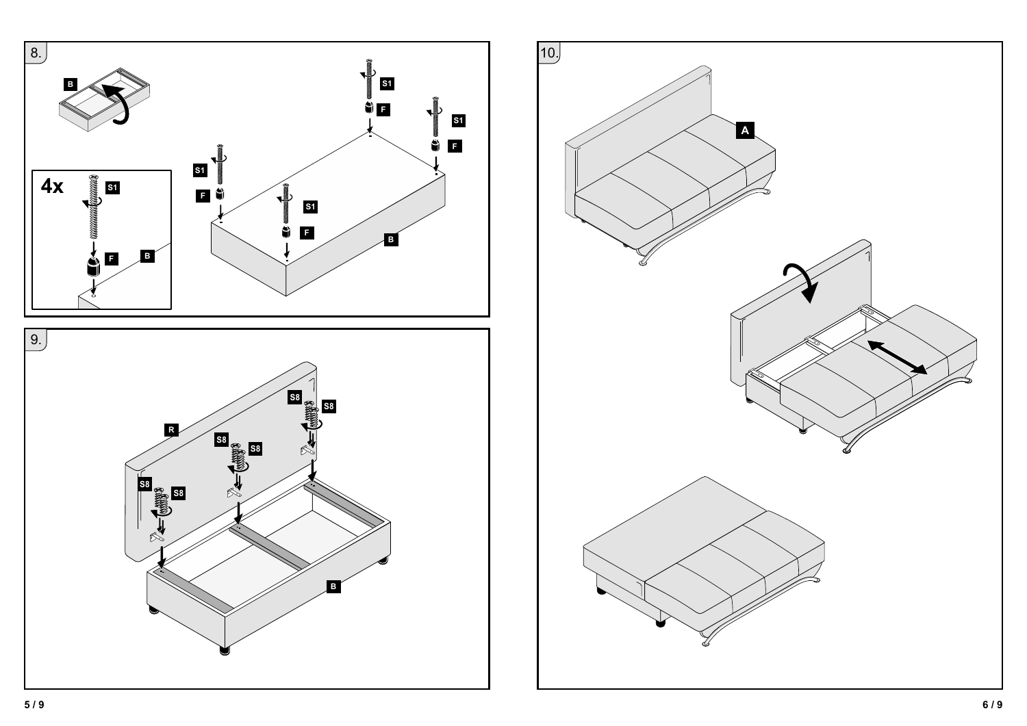8.

B

4x S1 F B

S1 F

B

9.

R

S8 S8

B

10.

A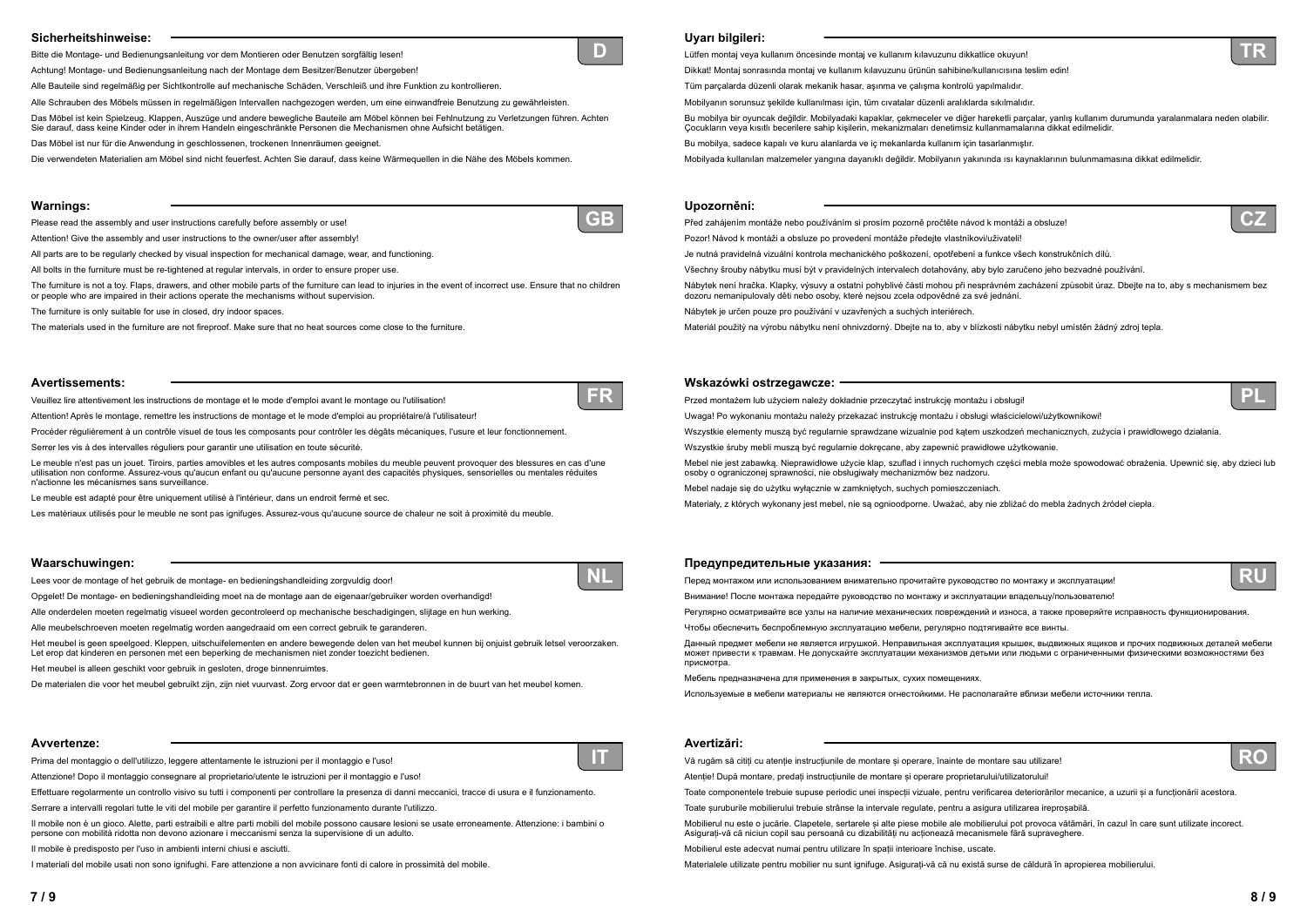## Sicherheitshinweise:

**D**

Bitte die Montage- und Bedienungsanleitung vor dem Montieren oder Benutzen sorgfältig lesen!

Achtung! Montage- und Bedienungsanleitung nach der Montage dem Besitzer/Benutzer übergeben!

Alle Bauteile sind regelmäßig per Sichtkontrolle auf mechanische Schäden, Verschleiß und ihre Funktion zu kontrollieren.

Alle Schrauben des Möbels müssen in regelmäßigen Intervallen nachgezogen werden, um eine einwandfreie Benutzung zu gewährleisten.

Das Möbel ist kein Spielzeug. Klappen, Auszüge und andere bewegliche Bauteile am Möbel können bei Fehlnutzung zu Verletzungen führen. Achten Sie darauf, dass keine Kinder oder in ihrem Handeln eingeschränkte Personen die Mechanismen ohne Aufsicht betätigen.

Das Möbel ist nur für die Anwendung in geschlossenen, trockenen Innenräumen geeignet.

Die verwendeten Materialien am Möbel sind nicht feuerfest. Achten Sie darauf, dass keine Wärmequellen in die Nähe des Möbels kommen.

## Warnings:

**GB**

Please read the assembly and user instructions carefully before assembly or use!

Attention! Give the assembly and user instructions to the owner/user after assembly!

All parts are to be regularly checked by visual inspection for mechanical damage, wear, and functioning.

All bolts in the furniture must be re-tightened at regular intervals, in order to ensure proper use.

The furniture is not a toy. Flaps, drawers, and other mobile parts of the furniture can lead to injuries in the event of incorrect use. Ensure that no children or people who are impaired in their actions operate the mechanisms without supervision.

The furniture is only suitable for use in closed, dry indoor spaces.

The materials used in the furniture are not fireproof. Make sure that no heat sources come close to the furniture.

## Avertissements:

**FR**

Veuillez lire attentivement les instructions de montage et le mode d'emploi avant le montage ou l'utilisation!

Attention! Après le montage, remettre les instructions de montage et le mode d'emploi au propriétaire/à l'utilisateur!

Procéder régulièrement à un contrôle visuel de tous les composants pour contrôler les dégâts mécaniques, l'usure et leur fonctionnement.

Serrer les vis à des intervalles réguliers pour garantir une utilisation en toute sécurité.

Le meuble n'est pas un jouet. Tiroirs, parties amovibles et les autres composants mobiles du meuble peuvent provoquer des blessures en cas d'une utilisation non conforme. Assurez-vous qu'aucun enfant ou qu'aucune personne ayant des capacités physiques, sensorielles ou mentales réduites n'actionne les mécanismes sans surveillance.

Le meuble est adapté pour être uniquement utilisé à l'intérieur, dans un endroit fermé et sec.

Les matériaux utilisés pour le meuble ne sont pas ignifuges. Assurez-vous qu'aucune source de chaleur ne soit à proximité du meuble.

## Waarschuwingen:

**NL**

Lees voor de montage of het gebruik de montage- en bedieningshandleiding zorgvuldig door!

Opgelet! De montage- en bedieningshandleiding moet na de montage aan de eigenaar/gebruiker worden overhandigd!

Alle onderdelen moeten regelmatig visueel worden gecontroleerd op mechanische beschadigingen, slijtage en hun werking.

Alle meubelschroeven moeten regelmatig worden aangedraaid om een correct gebruik te garanderen.

Het meubel is geen speelgoed. Kleppen, uitschuifelementen en andere bewegende delen van het meubel kunnen bij onjuist gebruik letsel veroorzaken. Let erop dat kinderen en personen met een beperking de mechanismen niet zonder toezicht bedienen.

Het meubel is alleen geschikt voor gebruik in gesloten, droge binnenruimtes.

De materialen die voor het meubel gebruikt zijn, zijn niet vuurvast. Zorg ervoor dat er geen warmtebronnen in de buurt van het meubel komen.

## Avvertenze:

**IT**

Prima del montaggio o dell'utilizzo, leggere attentamente le istruzioni per il montaggio e l'uso!

Attenzione! Dopo il montaggio consegnare al proprietario/utente le istruzioni per il montaggio e l'uso!

Effettuare regolarmente un controllo visivo su tutti i componenti per controllare la presenza di danni meccanici, tracce di usura e il funzionamento.

Serrare a intervalli regolari tutte le viti del mobile per garantire il perfetto funzionamento durante l'utilizzo.

Il mobile non è un gioco. Alette, parti estraibili e altre parti mobili del mobile possono causare lesioni se usate erroneamente. Attenzione: i bambini o persone con mobilità ridotta non devono azionare i meccanismi senza la supervisione di un adulto.

Il mobile è predisposto per l'uso in ambienti interni chiusi e asciutti.

I materiali del mobile usati non sono ignifughi. Fare attenzione a non avvicinare fonti di calore in prossimità del mobile.

## Uyarı bilgileri:

**TR**

Lütfen montaj veya kullanım öncesinde montaj ve kullanım kılavuzunu dikkatlice okuyun!

Dikkat! Montaj sonrasında montaj ve kullanım kılavuzunu ürünün sahibine/kullanıcısına teslim edin!

Tüm parçalarda düzenli olarak mekanik hasar, aşınma ve çalışma kontrolü yapılmalıdır.

Mobilyanın sorunsuz şekilde kullanılması için, tüm cıvatalar düzenli aralıklarda sıkılmalıdır.

Bu mobilya bir oyuncak değildir. Mobilyadaki kapaklar, çekmeceler ve diğer hareketli parçalar, yanlış kullanım durumunda yaralanmalara neden olabilir. Çocukların veya kısıtlı becerilere sahip kişilerin, mekanizmaları denetimsiz kullanmamalarına dikkat edilmelidir.

Bu mobilya, sadece kapalı ve kuru alanlarda ve iç mekanlarda kullanım için tasarlanmıştır.

Mobilyada kullanılan malzemeler yangına dayanıklı değildir. Mobilyanın yakınında ısı kaynaklarının bulunmamasına dikkat edilmelidir.

## Upozornění:

**CZ**

Před zahájením montáže nebo používáním si prosím pozorně pročtěte návod k montáži a obsluze!

Pozor! Návod k montáži a obsluze po provedení montáže předejte vlastníkovi/uživateli!

Je nutná pravidelná vizuální kontrola mechanického poškození, opotřebení a funkce všech konstrukčních dílů.

Všechny šrouby nábytku musí být v pravidelných intervalech dotahovány, aby bylo zaručeno jeho bezvadné používání.

Nábytek není hračka. Klapky, výsuvy a ostatní pohyblivé části mohou při nesprávném zacházení způsobit úraz. Dbejte na to, aby s mechanismem bez dozoru nemanipulovaly děti nebo osoby, které nejsou zcela odpovědné za své jednání.

Nábytek je určen pouze pro používání v uzavřených a suchých interiérech.

Materiál použitý na výrobu nábytku není ohnivzdorný. Dbejte na to, aby v blízkosti nábytku nebyl umístěn žádný zdroj tepla.

## Wskazówki ostrzegawcze:

**PL**

Przed montażem lub użyciem należy dokładnie przeczytać instrukcję montażu i obsługi!

Uwaga! Po wykonaniu montażu należy przekazać instrukcję montażu i obsługi właścicielowi/użytkownikowi!

Wszystkie elementy muszą być regularnie sprawdzane wizualnie pod kątem uszkodzeń mechanicznych, zużycia i prawidłowego działania.

Wszystkie śruby mebli muszą być regularnie dokręcane, aby zapewnić prawidłowe użytkowanie.

Mebel nie jest zabawką. Nieprawidłowe użycie klap, szuflad i innych ruchomych części mebla może spowodować obrażenia. Upewnić się, aby dzieci lub osoby o ograniczonej sprawności, nie obsługiwały mechanizmów bez nadzoru.

Mebel nadaje się do użytku wyłącznie w zamkniętych, suchych pomieszczeniach.

Materiały, z których wykonany jest mebel, nie są ognioodporne. Uważać, aby nie zbliżać do mebla żadnych źródeł ciepła.

## Предупредительные указания:

**RU**

Перед монтажом или использованием внимательно прочитайте руководство по монтажу и эксплуатации!

Внимание! После монтажа передайте руководство по монтажу и эксплуатации владельцу/пользователю!

Регулярно осматривайте все узлы на наличие механических повреждений и износа, а также проверяйте исправность функционирования.

Чтобы обеспечить беспроблемную эксплуатацию мебели, регулярно подтягивайте все винты.

Данный предмет мебели не является игрушкой. Неправильная эксплуатация крышек, выдвижных ящиков и прочих подвижных деталей мебели может привести к травмам. Не допускайте эксплуатации механизмов детьми или людьми с ограниченными физическими возможностями без присмотра.

Мебель предназначена для применения в закрытых, сухих помещениях.

Используемые в мебели материалы не являются огнестойкими. Не располагайте вблизи мебели источники тепла.

## Avertizări:

**RO**

Vă rugăm să citiți cu atenție instrucțiunile de montare și operare, înainte de montare sau utilizare!

Atenție! După montare, predați instrucțiunile de montare și operare proprietarului/utilizatorului!

Toate componentele trebuie supuse periodic unei inspecții vizuale, pentru verificarea deteriorărilor mecanice, a uzurii și a funcționării acestora.

Toate șuruburile mobilierului trebuie strânse la intervale regulate, pentru a asigura utilizarea ireproșabilă.

Mobilierul nu este o jucărie. Clapetele, sertarele și alte piese mobile ale mobilierului pot provoca vătămări, în cazul în care sunt utilizate incorect. Asigurați-vă că niciun copil sau persoană cu dizabilități nu acționează mecanismele fără supraveghere.

Mobilierul este adecvat numai pentru utilizare în spații interioare închise, uscate.

Materialele utilizate pentru mobilier nu sunt ignifuge. Asigurați-vă că nu există surse de căldură în apropierea mobilierului.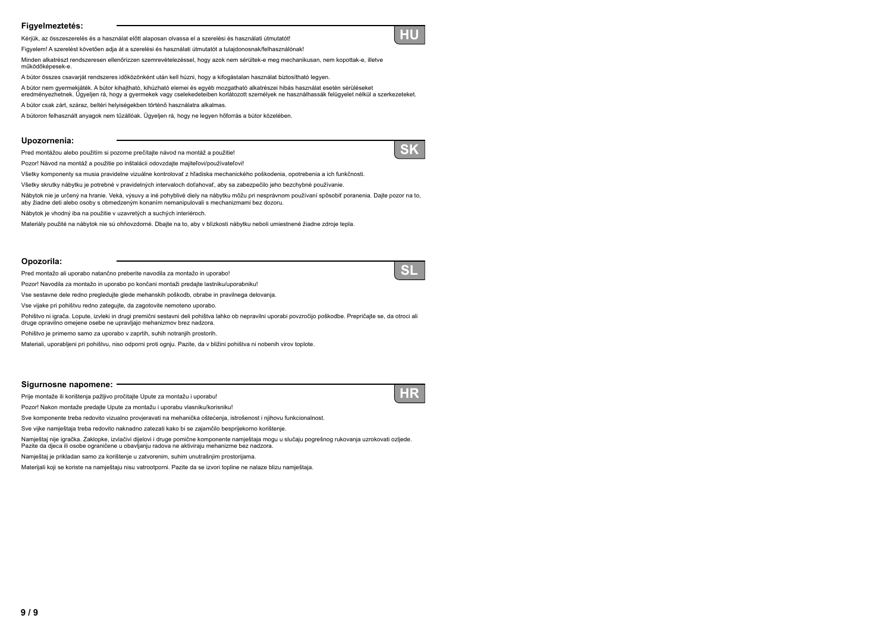## Figyelmeztetés:

**HU**

Kérjük, az összeszerelés és a használat előtt alaposan olvassa el a szerelési és használati útmutatót!

Figyelem! A szerelést követően adja át a szerelési és használati útmutatót a tulajdonosnak/felhasználónak!

Minden alkatrészt rendszeresen ellenőrizzen szemrevételezéssel, hogy azok nem sérültek-e meg mechanikusan, nem kopottak-e, illetve működőképesek-e.

A bútor összes csavarját rendszeres időközönként után kell húzni, hogy a kifogástalan használat biztosítható legyen.

A bútor nem gyermekjáték. A bútor kihajtható, kihúzható elemei és egyéb mozgatható alkatrészei hibás használat esetén sérüléseket eredményezhetnek. Ügyeljen rá, hogy a gyermekek vagy cselekedeteiben korlátozott személyek ne használhassák felügyelet nélkül a szerkezeteket.

A bútor csak zárt, száraz, beltéri helyiségekben történő használatra alkalmas.

A bútoron felhasznált anyagok nem tűzállóak. Ügyeljen rá, hogy ne legyen hőforrás a bútor közelében.

## Upozornenia:

**SK**

Pred montážou alebo použitím si pozorne prečítajte návod na montáž a použitie!

Pozor! Návod na montáž a použitie po inštalácii odovzdajte majiteľovi/používateľovi!

Všetky komponenty sa musia pravidelne vizuálne kontrolovať z hľadiska mechanického poškodenia, opotrebenia a ich funkčnosti.

Všetky skrutky nábytku je potrebné v pravidelných intervaloch doťahovať, aby sa zabezpečilo jeho bezchybné používanie.

Nábytok nie je určený na hranie. Veká, výsuvy a iné pohyblivé diely na nábytku môžu pri nesprávnom používaní spôsobiť poranenia. Dajte pozor na to, aby žiadne deti alebo osoby s obmedzeným konaním nemanipulovali s mechanizmami bez dozoru.

Nábytok je vhodný iba na použitie v uzavretých a suchých interiéroch.

Materiály použité na nábytok nie sú ohňovzdorné. Dbajte na to, aby v blízkosti nábytku neboli umiestnené žiadne zdroje tepla.

## Opozorila:

**SL**

Pred montažo ali uporabo natančno preberite navodila za montažo in uporabo!

Pozor! Navodila za montažo in uporabo po končani montaži predajte lastniku/uporabniku!

Vse sestavne dele redno pregledujte glede mehanskih poškodb, obrabe in pravilnega delovanja.

Vse vijake pri pohištvu redno zategujte, da zagotovite nemoteno uporabo.

Pohištvo ni igrača. Lopute, izvleki in drugi premični sestavni deli pohištva lahko ob nepravilni uporabi povzročijo poškodbe. Prepričajte se, da otroci ali druge opravilno omejene osebe ne upravljajo mehanizmov brez nadzora.

Pohištvo je primerno samo za uporabo v zaprtih, suhih notranjih prostorih.

Materiali, uporabljeni pri pohištvu, niso odporni proti ognju. Pazite, da v bližini pohištva ni nobenih virov toplote.

## Sigurnosne napomene:

**HR**

Prije montaže ili korištenja pažljivo pročitajte Upute za montažu i uporabu!

Pozor! Nakon montaže predajte Upute za montažu i uporabu vlasniku/korisniku!

Sve komponente treba redovito vizualno provjeravati na mehanička oštećenja, istrošenost i njihovu funkcionalnost.

Sve vijke namještaja treba redovito naknadno zatezati kako bi se zajamčilo besprijekorno korištenje.

Namještaj nije igračka. Zaklopke, izvlačivi dijelovi i druge pomične komponente namještaja mogu u slučaju pogrešnog rukovanja uzrokovati ozljede. Pazite da djeca ili osobe ograničene u obavljanju radova ne aktiviraju mehanizme bez nadzora.

Namještaj je prikladan samo za korištenje u zatvorenim, suhim unutrašnjim prostorijama.

Materijali koji se koriste na namještaju nisu vatrootporni. Pazite da se izvori topline ne nalaze blizu namještaja.